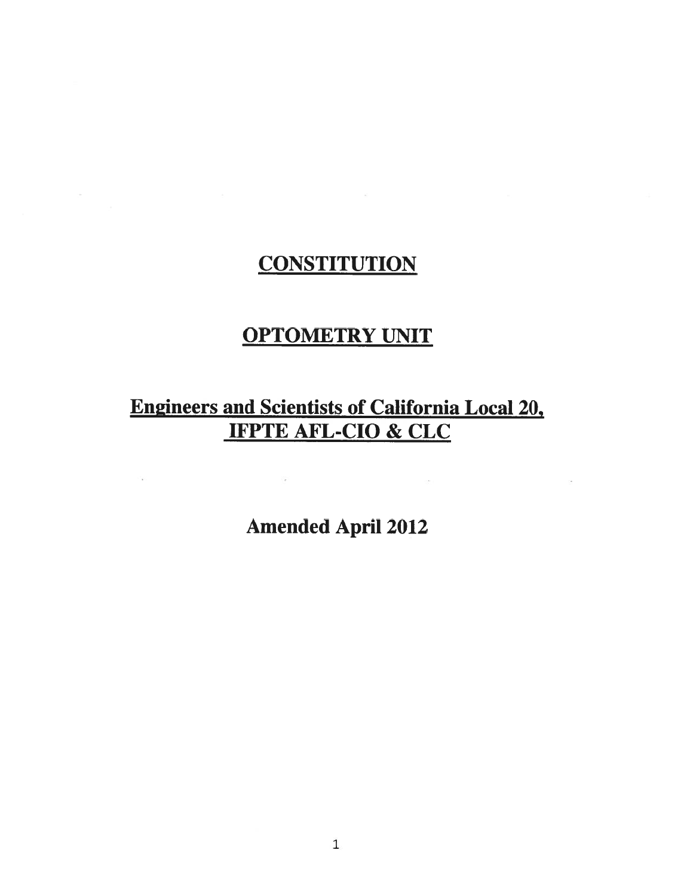# CONSTITUTION

# OPTOMETRY UNIT

## Engineers and Scientists of California Local 20, IFPTE AFL-CIO & CLC

**Amended April 2012**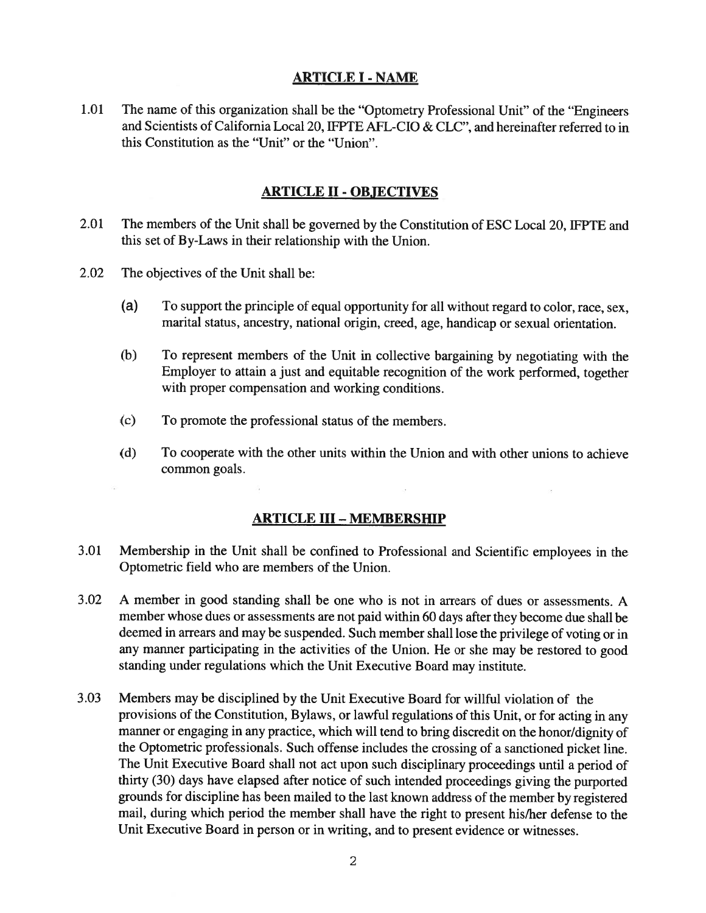## ARTICLE I - NAME

1.01 The name of this organization shall be the "Optometry Professional Unit" of the "Engineers and Scientists of California Local 20, IFPTE AFL-CIO & CLC", and hereinafter referred to in this Constitution as the "Unit" or the "Union".

## ARTICLE II - OBJECTIVES

2.01 The members of the Unit shall be governed by the Constitution of ESC Local 20, IFPTE and this set of By-Laws in their relationship with the Union.

2.02 The objectives of the Unit shall be:

(a) To support the principle of equal opportunity for all without regard to color, race, sex, marital status, ancestry, national origin, creed, age, handicap or sexual orientation.

(b) To represent members of the Unit in collective bargaining by negotiating with the Employer to attain a just and equitable recognition of the work performed, together with proper compensation and working conditions.

(c) To promote the professional status of the members.

(d) To cooperate with the other units within the Union and with other unions to achieve common goals.

## ARTICLE III – MEMBERSHIP

3.01 Membership in the Unit shall be confined to Professional and Scientific employees in the Optometric field who are members of the Union.

3.02 A member in good standing shall be one who is not in arrears of dues or assessments. A member whose dues or assessments are not paid within 60 days after they become due shall be deemed in arrears and may be suspended. Such member shall lose the privilege of voting or in any manner participating in the activities of the Union. He or she may be restored to good standing under regulations which the Unit Executive Board may institute.

3.03 Members may be disciplined by the Unit Executive Board for willful violation of the provisions of the Constitution, Bylaws, or lawful regulations of this Unit, or for acting in any manner or engaging in any practice, which will tend to bring discredit on the honor/dignity of the Optometric professionals. Such offense includes the crossing of a sanctioned picket line. The Unit Executive Board shall not act upon such disciplinary proceedings until a period of thirty (30) days have elapsed after notice of such intended proceedings giving the purported grounds for discipline has been mailed to the last known address of the member by registered mail, during which period the member shall have the right to present his/her defense to the Unit Executive Board in person or in writing, and to present evidence or witnesses.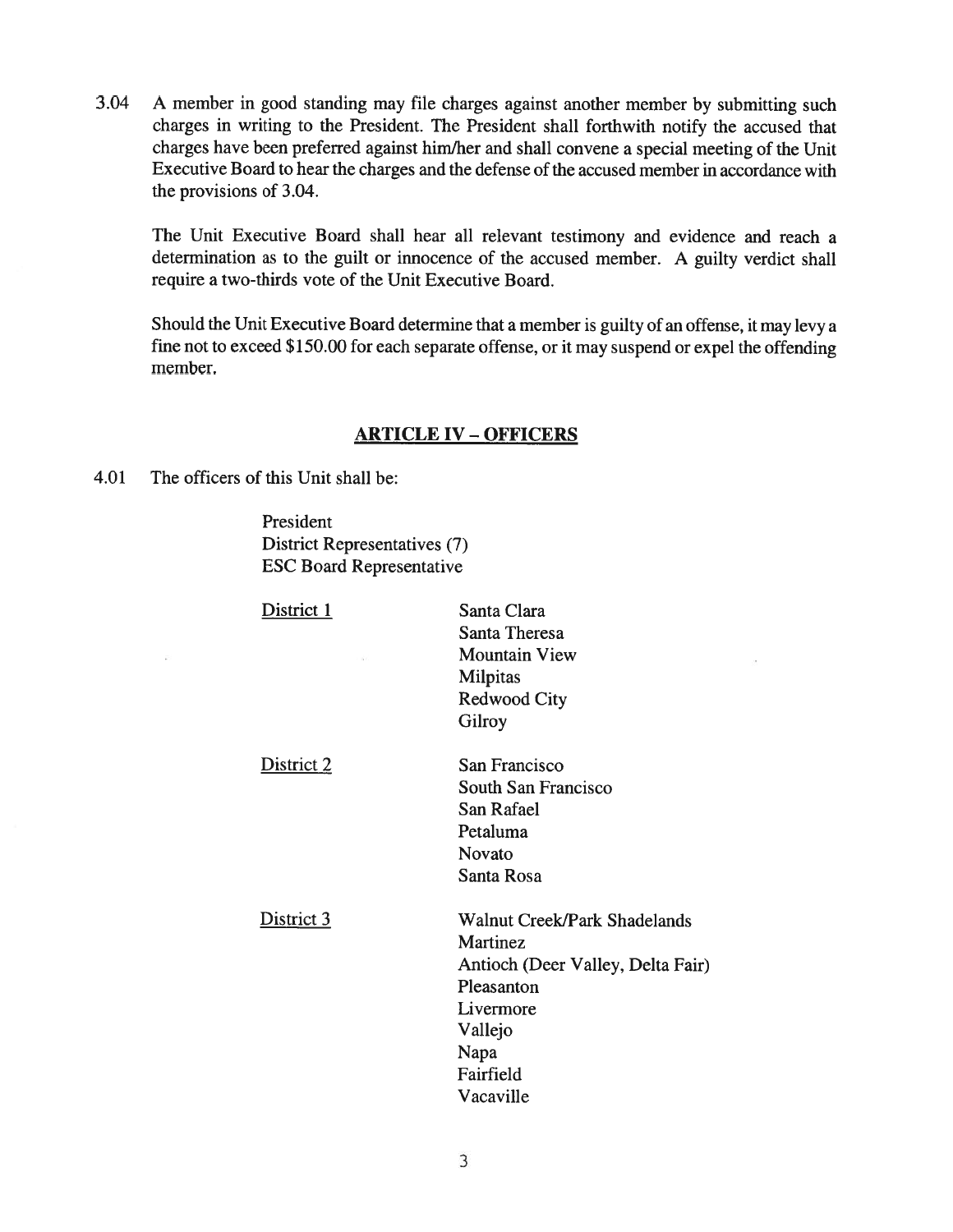3.04 A member in good standing may file charges against another member by submitting such charges in writing to the President. The President shall forthwith notify the accused that charges have been preferred against him/her and shall convene a special meeting of the Unit Executive Board to hear the charges and the defense of the accused member in accordance with the provisions of 3.04.

The Unit Executive Board shall hear all relevant testimony and evidence and reach a determination as to the guilt or innocence of the accused member. A guilty verdict shall require a two-thirds vote of the Unit Executive Board.

Should the Unit Executive Board determine that a member is guilty of an offense, it may levy a fine not to exceed $150.00 for each separate offense, or it may suspend or expel the offending member.

## ARTICLE IV – OFFICERS

4.01 The officers of this Unit shall be:

President
District Representatives (7)
ESC Board Representative

| | |
|---|---|
| District 1 | Santa Clara<br>Santa Theresa<br>Mountain View<br>Milpitas<br>Redwood City<br>Gilroy |
| District 2 | San Francisco<br>South San Francisco<br>San Rafael<br>Petaluma<br>Novato<br>Santa Rosa |
| District 3 | Walnut Creek/Park Shadelands<br>Martinez<br>Antioch (Deer Valley, Delta Fair)<br>Pleasanton<br>Livermore<br>Vallejo<br>Napa<br>Fairfield<br>Vacaville |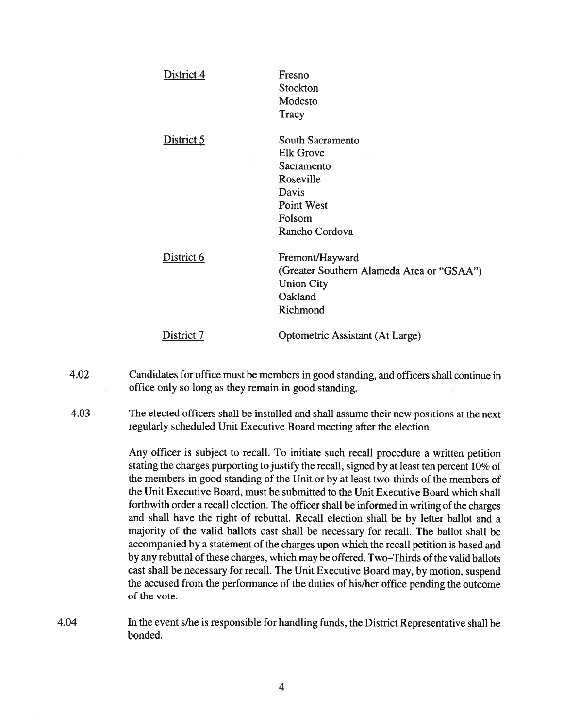| | |
|---|---|
| District 4 | Fresno<br>Stockton<br>Modesto<br>Tracy |
| District 5 | South Sacramento<br>Elk Grove<br>Sacramento<br>Roseville<br>Davis<br>Point West<br>Folsom<br>Rancho Cordova |
| District 6 | Fremont/Hayward<br>(Greater Southern Alameda Area or "GSAA")<br>Union City<br>Oakland<br>Richmond |
| District 7 | Optometric Assistant (At Large) |

4.02 Candidates for office must be members in good standing, and officers shall continue in office only so long as they remain in good standing.

4.03 The elected officers shall be installed and shall assume their new positions at the next regularly scheduled Unit Executive Board meeting after the election.

Any officer is subject to recall. To initiate such recall procedure a written petition stating the charges purporting to justify the recall, signed by at least ten percent 10% of the members in good standing of the Unit or by at least two-thirds of the members of the Unit Executive Board, must be submitted to the Unit Executive Board which shall forthwith order a recall election. The officer shall be informed in writing of the charges and shall have the right of rebuttal. Recall election shall be by letter ballot and a majority of the valid ballots cast shall be necessary for recall. The ballot shall be accompanied by a statement of the charges upon which the recall petition is based and by any rebuttal of these charges, which may be offered. Two–Thirds of the valid ballots cast shall be necessary for recall. The Unit Executive Board may, by motion, suspend the accused from the performance of the duties of his/her office pending the outcome of the vote.

4.04 In the event s/he is responsible for handling funds, the District Representative shall be bonded.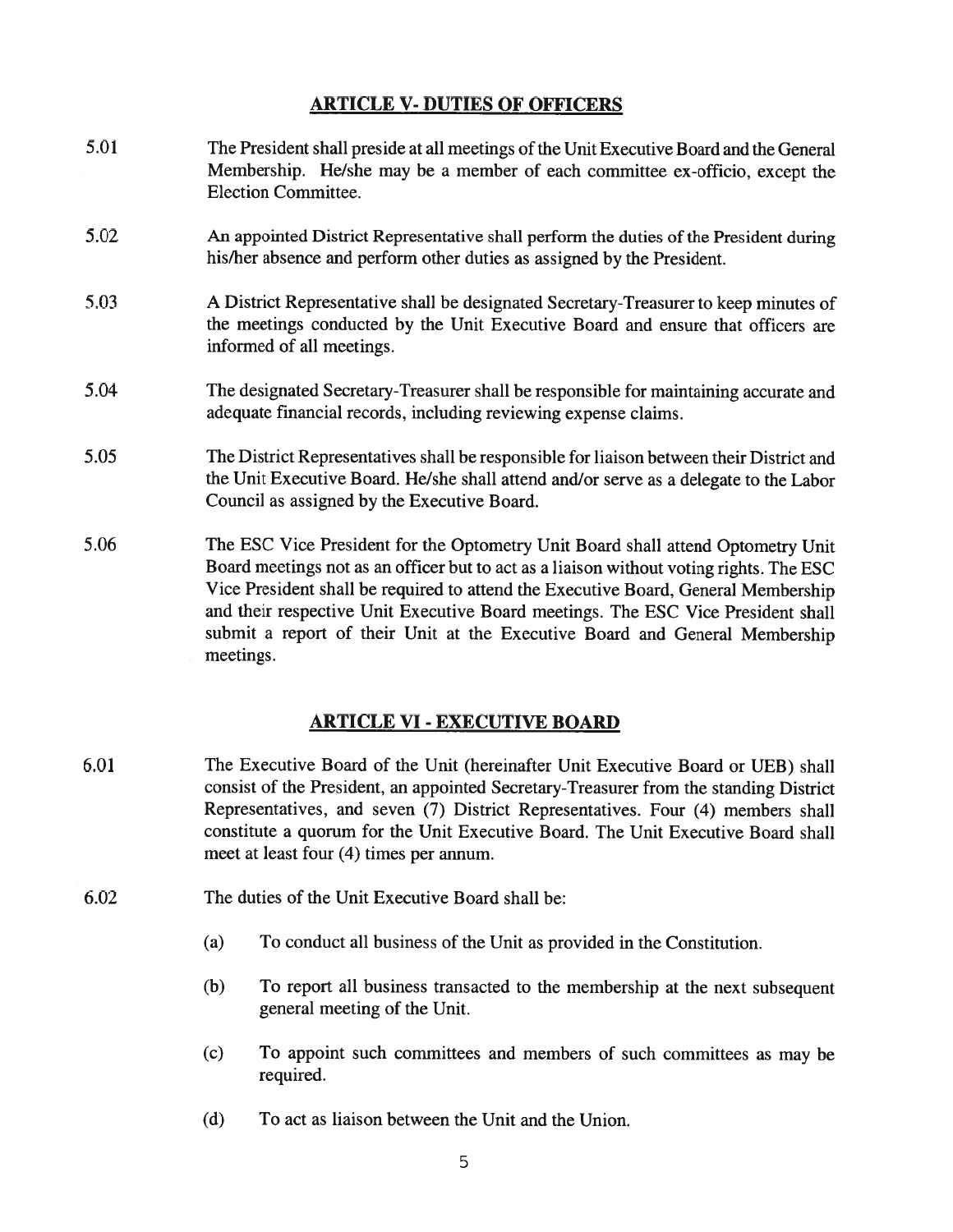## ARTICLE V- DUTIES OF OFFICERS

5.01 The President shall preside at all meetings of the Unit Executive Board and the General Membership. He/she may be a member of each committee ex-officio, except the Election Committee.

5.02 An appointed District Representative shall perform the duties of the President during his/her absence and perform other duties as assigned by the President.

5.03 A District Representative shall be designated Secretary-Treasurer to keep minutes of the meetings conducted by the Unit Executive Board and ensure that officers are informed of all meetings.

5.04 The designated Secretary-Treasurer shall be responsible for maintaining accurate and adequate financial records, including reviewing expense claims.

5.05 The District Representatives shall be responsible for liaison between their District and the Unit Executive Board. He/she shall attend and/or serve as a delegate to the Labor Council as assigned by the Executive Board.

5.06 The ESC Vice President for the Optometry Unit Board shall attend Optometry Unit Board meetings not as an officer but to act as a liaison without voting rights. The ESC Vice President shall be required to attend the Executive Board, General Membership and their respective Unit Executive Board meetings. The ESC Vice President shall submit a report of their Unit at the Executive Board and General Membership meetings.

## ARTICLE VI - EXECUTIVE BOARD

6.01 The Executive Board of the Unit (hereinafter Unit Executive Board or UEB) shall consist of the President, an appointed Secretary-Treasurer from the standing District Representatives, and seven (7) District Representatives. Four (4) members shall constitute a quorum for the Unit Executive Board. The Unit Executive Board shall meet at least four (4) times per annum.

6.02 The duties of the Unit Executive Board shall be:

(a) To conduct all business of the Unit as provided in the Constitution.

(b) To report all business transacted to the membership at the next subsequent general meeting of the Unit.

(c) To appoint such committees and members of such committees as may be required.

(d) To act as liaison between the Unit and the Union.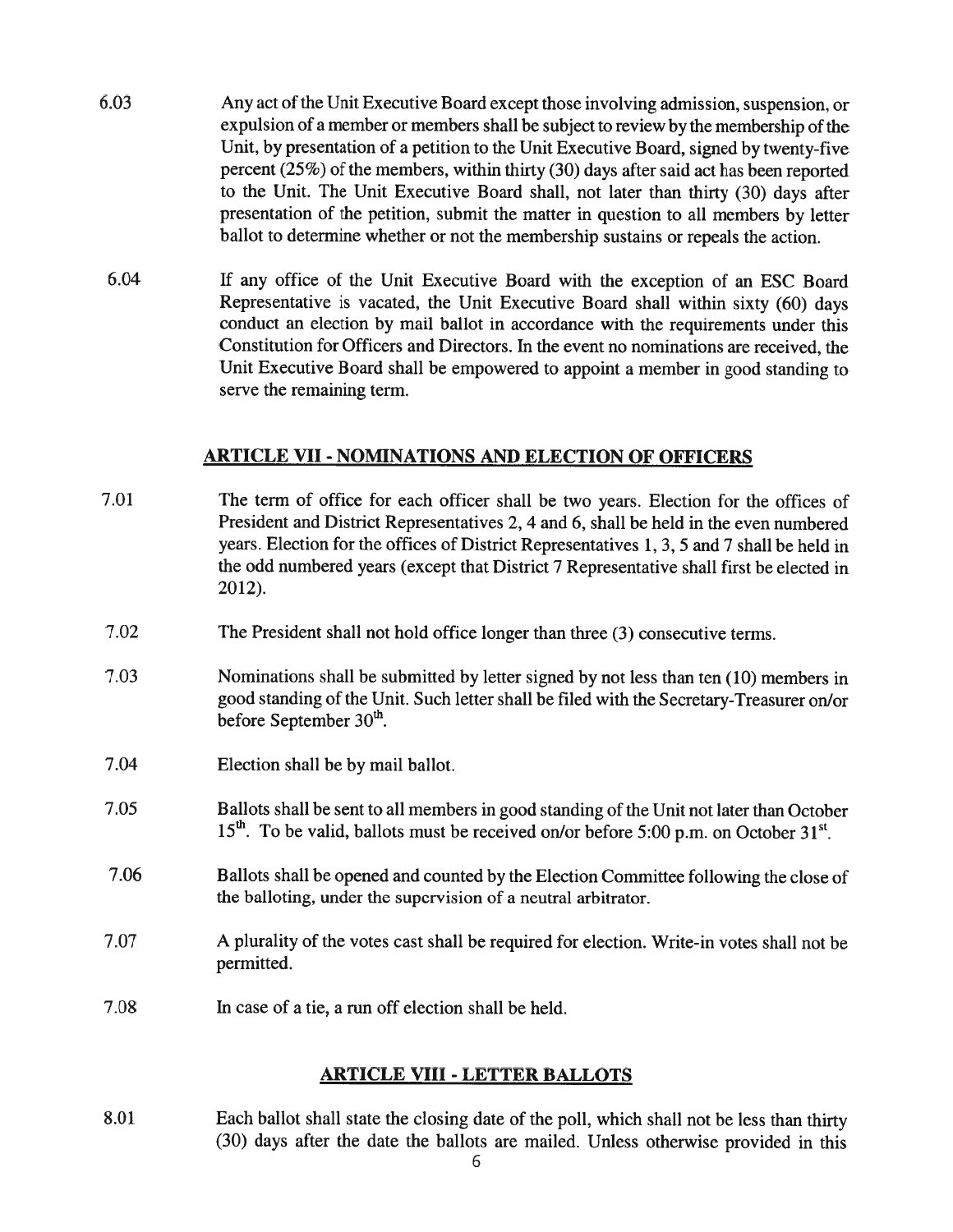6.03 Any act of the Unit Executive Board except those involving admission, suspension, or expulsion of a member or members shall be subject to review by the membership of the Unit, by presentation of a petition to the Unit Executive Board, signed by twenty-five percent (25%) of the members, within thirty (30) days after said act has been reported to the Unit. The Unit Executive Board shall, not later than thirty (30) days after presentation of the petition, submit the matter in question to all members by letter ballot to determine whether or not the membership sustains or repeals the action.

6.04 If any office of the Unit Executive Board with the exception of an ESC Board Representative is vacated, the Unit Executive Board shall within sixty (60) days conduct an election by mail ballot in accordance with the requirements under this Constitution for Officers and Directors. In the event no nominations are received, the Unit Executive Board shall be empowered to appoint a member in good standing to serve the remaining term.

## ARTICLE VII - NOMINATIONS AND ELECTION OF OFFICERS

7.01 The term of office for each officer shall be two years. Election for the offices of President and District Representatives 2, 4 and 6, shall be held in the even numbered years. Election for the offices of District Representatives 1, 3, 5 and 7 shall be held in the odd numbered years (except that District 7 Representative shall first be elected in 2012).

7.02 The President shall not hold office longer than three (3) consecutive terms.

7.03 Nominations shall be submitted by letter signed by not less than ten (10) members in good standing of the Unit. Such letter shall be filed with the Secretary-Treasurer on/or before September 30th.

7.04 Election shall be by mail ballot.

7.05 Ballots shall be sent to all members in good standing of the Unit not later than October 15th. To be valid, ballots must be received on/or before 5:00 p.m. on October 31st.

7.06 Ballots shall be opened and counted by the Election Committee following the close of the balloting, under the supervision of a neutral arbitrator.

7.07 A plurality of the votes cast shall be required for election. Write-in votes shall not be permitted.

7.08 In case of a tie, a run off election shall be held.

## ARTICLE VIII - LETTER BALLOTS

8.01 Each ballot shall state the closing date of the poll, which shall not be less than thirty (30) days after the date the ballots are mailed. Unless otherwise provided in this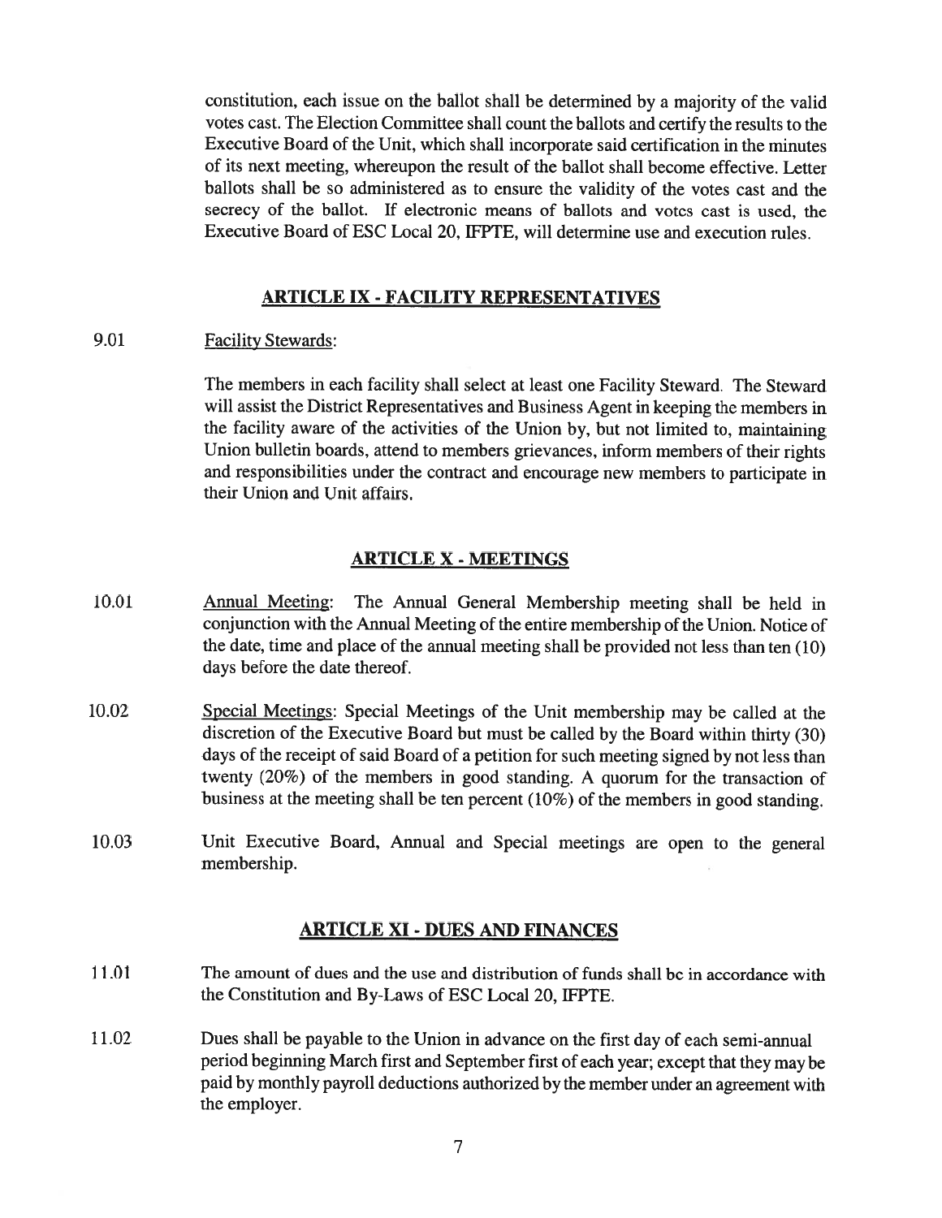constitution, each issue on the ballot shall be determined by a majority of the valid votes cast. The Election Committee shall count the ballots and certify the results to the Executive Board of the Unit, which shall incorporate said certification in the minutes of its next meeting, whereupon the result of the ballot shall become effective. Letter ballots shall be so administered as to ensure the validity of the votes cast and the secrecy of the ballot. If electronic means of ballots and votes cast is used, the Executive Board of ESC Local 20, IFPTE, will determine use and execution rules.

## ARTICLE IX - FACILITY REPRESENTATIVES

9.01 Facility Stewards:

The members in each facility shall select at least one Facility Steward. The Steward will assist the District Representatives and Business Agent in keeping the members in the facility aware of the activities of the Union by, but not limited to, maintaining Union bulletin boards, attend to members grievances, inform members of their rights and responsibilities under the contract and encourage new members to participate in their Union and Unit affairs.

## ARTICLE X - MEETINGS

10.01 Annual Meeting: The Annual General Membership meeting shall be held in conjunction with the Annual Meeting of the entire membership of the Union. Notice of the date, time and place of the annual meeting shall be provided not less than ten (10) days before the date thereof.

10.02 Special Meetings: Special Meetings of the Unit membership may be called at the discretion of the Executive Board but must be called by the Board within thirty (30) days of the receipt of said Board of a petition for such meeting signed by not less than twenty (20%) of the members in good standing. A quorum for the transaction of business at the meeting shall be ten percent (10%) of the members in good standing.

10.03 Unit Executive Board, Annual and Special meetings are open to the general membership.

## ARTICLE XI - DUES AND FINANCES

11.01 The amount of dues and the use and distribution of funds shall be in accordance with the Constitution and By-Laws of ESC Local 20, IFPTE.

11.02 Dues shall be payable to the Union in advance on the first day of each semi-annual period beginning March first and September first of each year; except that they may be paid by monthly payroll deductions authorized by the member under an agreement with the employer.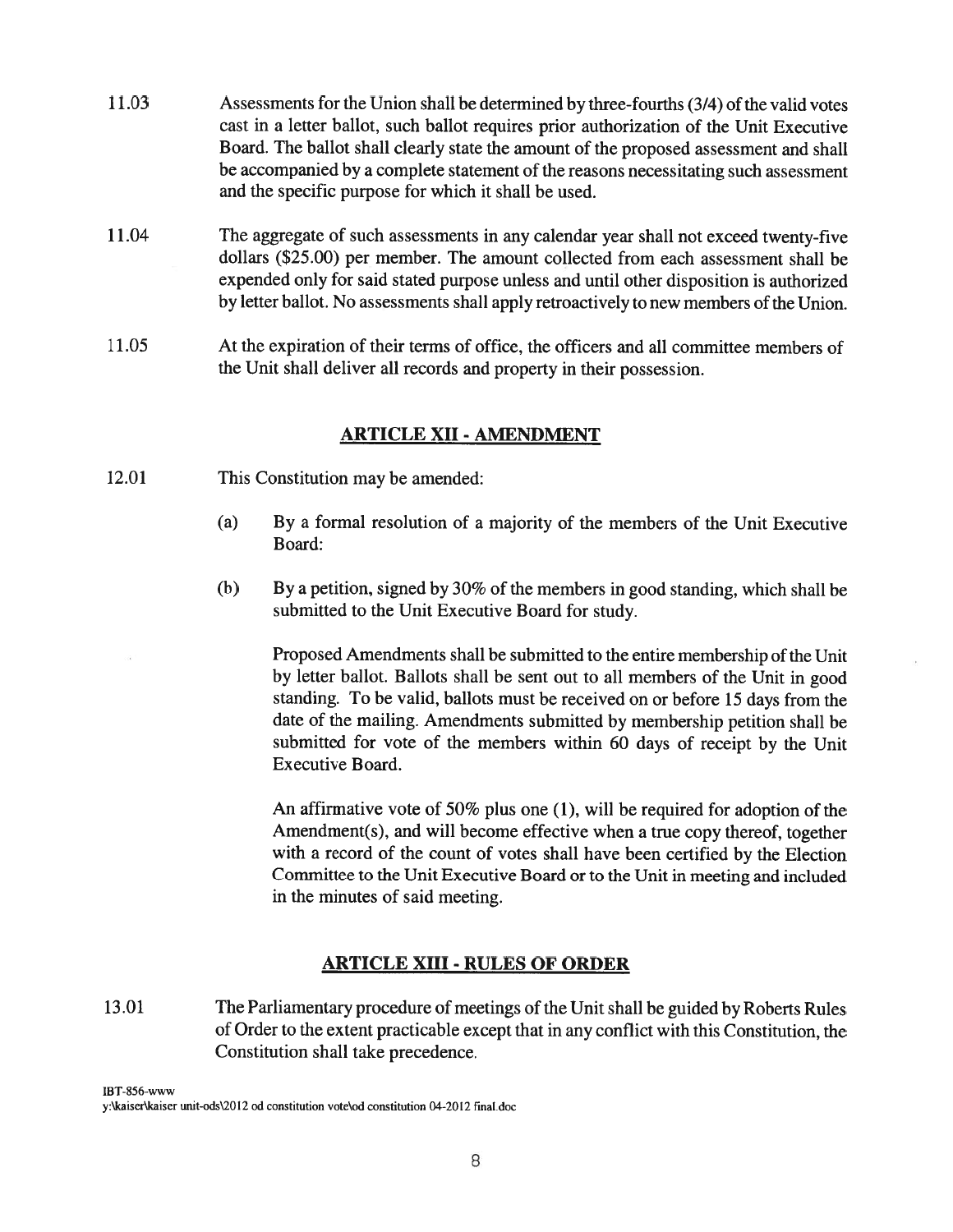11.03 Assessments for the Union shall be determined by three-fourths (3/4) of the valid votes cast in a letter ballot, such ballot requires prior authorization of the Unit Executive Board. The ballot shall clearly state the amount of the proposed assessment and shall be accompanied by a complete statement of the reasons necessitating such assessment and the specific purpose for which it shall be used.

11.04 The aggregate of such assessments in any calendar year shall not exceed twenty-five dollars ($25.00) per member. The amount collected from each assessment shall be expended only for said stated purpose unless and until other disposition is authorized by letter ballot. No assessments shall apply retroactively to new members of the Union.

11.05 At the expiration of their terms of office, the officers and all committee members of the Unit shall deliver all records and property in their possession.

## ARTICLE XII - AMENDMENT

12.01 This Constitution may be amended:

(a) By a formal resolution of a majority of the members of the Unit Executive Board:

(b) By a petition, signed by 30% of the members in good standing, which shall be submitted to the Unit Executive Board for study.

Proposed Amendments shall be submitted to the entire membership of the Unit by letter ballot. Ballots shall be sent out to all members of the Unit in good standing. To be valid, ballots must be received on or before 15 days from the date of the mailing. Amendments submitted by membership petition shall be submitted for vote of the members within 60 days of receipt by the Unit Executive Board.

An affirmative vote of 50% plus one (1), will be required for adoption of the Amendment(s), and will become effective when a true copy thereof, together with a record of the count of votes shall have been certified by the Election Committee to the Unit Executive Board or to the Unit in meeting and included in the minutes of said meeting.

## ARTICLE XIII - RULES OF ORDER

13.01 The Parliamentary procedure of meetings of the Unit shall be guided by Roberts Rules of Order to the extent practicable except that in any conflict with this Constitution, the Constitution shall take precedence.

IBT-856-www
y:\kaiser\kaiser unit-ods\2012 od constitution vote\od constitution 04-2012 final.doc